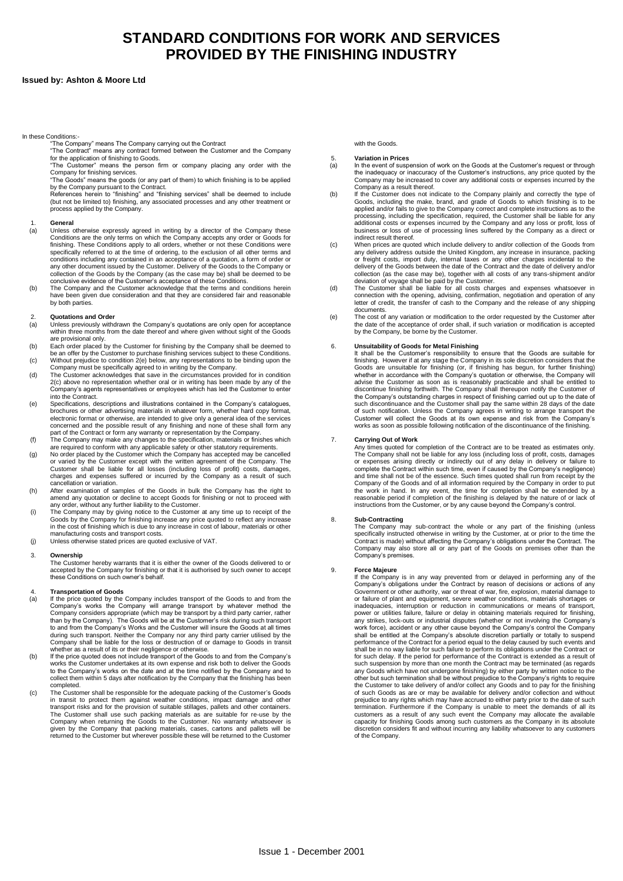# STANDARD CONDITIONS FOR WORK AND SERVICES PROVIDED BY THE FINISHING INDUSTRY

**Issued by: Ashton & Moore Ltd**

In these Conditions:-

"The Company" means The Company carrying out the Contract

"The Contract" means any contract formed between the Customer and the Company for the application of finishing to Goods.

"The Customer" means the person firm or company placing any order with the Company for finishing services.

"The Goods" means the goods (or any part of them) to which finishing is to be applied by the Company pursuant to the Contract.

References herein to "finishing" and "finishing services" shall be deemed to include (but not be limited to) finishing, any associated processes and any other treatment or process applied by the Company.

## 1. General

(a) Unless otherwise expressly agreed in writing by a director of the Company these Conditions are the only terms on which the Company accepts any order or Goods for finishing. These Conditions apply to all orders, whether or not these Conditions were specifically referred to at the time of ordering, to the exclusion of all other terms and conditions including any contained in an acceptance of a quotation, a form of order or any other document issued by the Customer. Delivery of the Goods to the Company or collection of the Goods by the Company (as the case may be) shall be deemed to be conclusive evidence of the Customer's acceptance of these Conditions.

(b) The Company and the Customer acknowledge that the terms and conditions herein have been given due consideration and that they are considered fair and reasonable by both parties.

## 2. Quotations and Order

(a) Unless previously withdrawn the Company's quotations are only open for acceptance within three months from the date thereof and where given without sight of the Goods are provisional only.

(b) Each order placed by the Customer for finishing by the Company shall be deemed to be an offer by the Customer to purchase finishing services subject to these Conditions.

(c) Without prejudice to condition 2(e) below, any representations to be binding upon the Company must be specifically agreed to in writing by the Company.

(d) The Customer acknowledges that save in the circumstances provided for in condition 2(c) above no representation whether oral or in writing has been made by any of the Company's agents representatives or employees which has led the Customer to enter into the Contract.

(e) Specifications, descriptions and illustrations contained in the Company's catalogues, brochures or other advertising materials in whatever form, whether hard copy format, electronic format or otherwise, are intended to give only a general idea of the services concerned and the possible result of any finishing and none of these shall form any part of the Contract or form any warranty or representation by the Company.

(f) The Company may make any changes to the specification, materials or finishes which are required to conform with any applicable safety or other statutory requirements.

(g) No order placed by the Customer which the Company has accepted may be cancelled or varied by the Customer except with the written agreement of the Company. The Customer shall be liable for all losses (including loss of profit) costs, damages, charges and expenses suffered or incurred by the Company as a result of such cancellation or variation.

(h) After examination of samples of the Goods in bulk the Company has the right to amend any quotation or decline to accept Goods for finishing or not to proceed with any order, without any further liability to the Customer.

(i) The Company may by giving notice to the Customer at any time up to receipt of the Goods by the Company for finishing increase any price quoted to reflect any increase in the cost of finishing which is due to any increase in cost of labour, materials or other manufacturing costs and transport costs.

(j) Unless otherwise stated prices are quoted exclusive of VAT.

## 3. Ownership

The Customer hereby warrants that it is either the owner of the Goods delivered to or accepted by the Company for finishing or that it is authorised by such owner to accept these Conditions on such owner's behalf.

## 4. Transportation of Goods

(a) If the price quoted by the Company includes transport of the Goods to and from the Company's works the Company will arrange transport by whatever method the Company considers appropriate (which may be transport by a third party carrier, rather than by the Company). The Goods will be at the Customer's risk during such transport to and from the Company's Works and the Customer will insure the Goods at all times during such transport. Neither the Company nor any third party carrier utilised by the Company shall be liable for the loss or destruction of or damage to Goods in transit whether as a result of its or their negligence or otherwise.

(b) If the price quoted does not include transport of the Goods to and from the Company's works the Customer undertakes at its own expense and risk both to deliver the Goods to the Company's works on the date and at the time notified by the Company and to collect them within 5 days after notification by the Company that the finishing has been completed.

(c) The Customer shall be responsible for the adequate packing of the Customer's Goods in transit to protect them against weather conditions, impact damage and other transport risks and for the provision of suitable stillages, pallets and other containers. The Customer shall use such packing materials as are suitable for re-use by the Company when returning the Goods to the Customer. No warranty whatsoever is given by the Company that packing materials, cases, cartons and pallets will be returned to the Customer but wherever possible these will be returned to the Customer with the Goods.

## 5. Variation in Prices

(a) In the event of suspension of work on the Goods at the Customer's request or through the inadequacy or inaccuracy of the Customer's instructions, any price quoted by the Company may be increased to cover any additional costs or expenses incurred by the Company as a result thereof.

(b) If the Customer does not indicate to the Company plainly and correctly the type of Goods, including the make, brand, and grade of Goods to which finishing is to be applied and/or fails to give the Company correct and complete instructions as to the processing, including the specification, required, the Customer shall be liable for any additional costs or expenses incurred by the Company and any loss or profit, loss of business or loss of use of processing lines suffered by the Company as a direct or indirect result thereof.

(c) When prices are quoted which include delivery to and/or collection of the Goods from any delivery address outside the United Kingdom, any increase in insurance, packing or freight costs, import duty, internal taxes or any other charges incidental to the delivery of the Goods between the date of the Contract and the date of delivery and/or collection (as the case may be), together with all costs of any trans-shipment and/or deviation of voyage shall be paid by the Customer.

(d) The Customer shall be liable for all costs charges and expenses whatsoever in connection with the opening, advising, confirmation, negotiation and operation of any letter of credit, the transfer of cash to the Company and the release of any shipping documents.

(e) The cost of any variation or modification to the order requested by the Customer after the date of the acceptance of order shall, if such variation or modification is accepted by the Company, be borne by the Customer.

## 6. Unsuitability of Goods for Metal Finishing

It shall be the Customer's responsibility to ensure that the Goods are suitable for finishing. However if at any stage the Company in its sole discretion considers that the Goods are unsuitable for finishing (or, if finishing has begun, for further finishing) whether in accordance with the Company's quotation or otherwise, the Company will advise the Customer as soon as is reasonably practicable and shall be entitled to discontinue finishing forthwith. The Company shall thereupon notify the Customer of the Company's outstanding charges in respect of finishing carried out up to the date of such discontinuance and the Customer shall pay the same within 28 days of the date of such notification. Unless the Company agrees in writing to arrange transport the Customer will collect the Goods at its own expense and risk from the Company's works as soon as possible following notification of the discontinuance of the finishing.

## 7. Carrying Out of Work

Any times quoted for completion of the Contract are to be treated as estimates only. The Company shall not be liable for any loss (including loss of profit, costs, damages or expenses arising directly or indirectly out of any delay in delivery or failure to complete the Contract within such time, even if caused by the Company's negligence) and time shall not be of the essence. Such times quoted shall run from receipt by the Company of the Goods and of all information required by the Company in order to put the work in hand. In any event, the time for completion shall be extended by a reasonable period if completion of the finishing is delayed by the nature of or lack of instructions from the Customer, or by any cause beyond the Company's control.

## 8. Sub-Contracting

The Company may sub-contract the whole or any part of the finishing (unless specifically instructed otherwise in writing by the Customer, at or prior to the time the Contract is made) without affecting the Company's obligations under the Contract. The Company may also store all or any part of the Goods on premises other than the Company's premises.

## 9. Force Majeure

If the Company is in any way prevented from or delayed in performing any of the Company's obligations under the Contract by reason of decisions or actions of any Government or other authority, war or threat of war, fire, explosion, material damage to or failure of plant and equipment, severe weather conditions, materials shortages or inadequacies, interruption or reduction in communications or means of transport, power or utilities failure, failure or delay in obtaining materials required for finishing, any strikes, lock-outs or industrial disputes (whether or not involving the Company's work force), accident or any other cause beyond the Company's control the Company shall be entitled at the Company's absolute discretion partially or totally to suspend performance of the Contract for a period equal to the delay caused by such events and shall be in no way liable for such failure to perform its obligations under the Contract or for such delay. If the period for performance of the Contract is extended as a result of such suspension by more than one month the Contract may be terminated (as regards any Goods which have not undergone finishing) by either party by written notice to the other but such termination shall be without prejudice to the Company's rights to require the Customer to take delivery of and/or collect any Goods and to pay for the finishing of such Goods as are or may be available for delivery and/or collection and without prejudice to any rights which may have accrued to either party prior to the date of such termination. Furthermore if the Company is unable to meet the demands of all its customers as a result of any such event the Company may allocate the available capacity for finishing Goods among such customers as the Company in its absolute discretion considers fit and without incurring any liability whatsoever to any customers of the Company.

Issue 1 - December 2001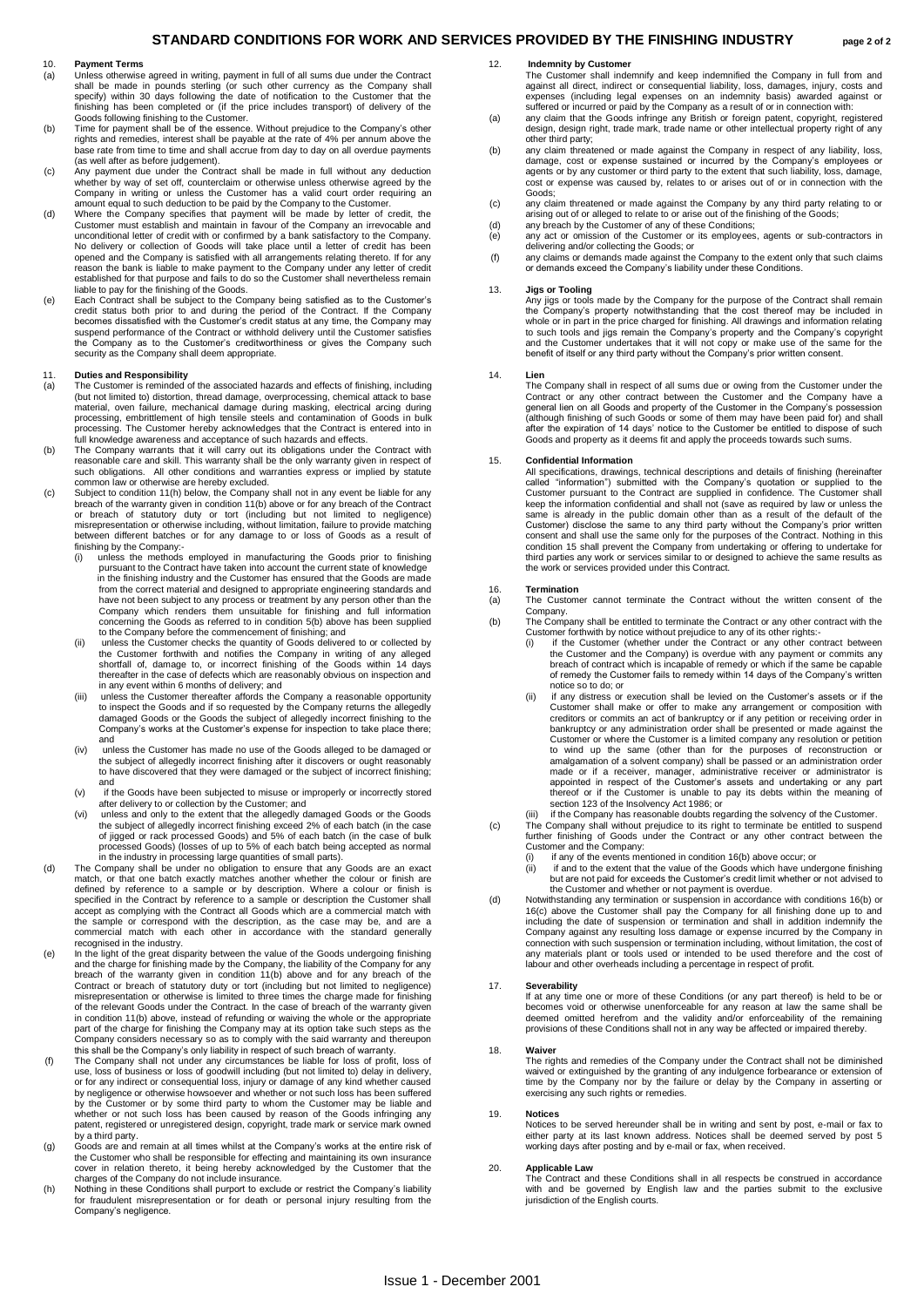# STANDARD CONDITIONS FOR WORK AND SERVICES PROVIDED BY THE FINISHING INDUSTRY

**10. Payment Terms**

(a) Unless otherwise agreed in writing, payment in full of all sums due under the Contract shall be made in pounds sterling (or such other currency as the Company shall specify) within 30 days following the date of notification to the Customer that the finishing has been completed or (if the price includes transport) of delivery of the Goods following finishing to the Customer.

(b) Time for payment shall be of the essence. Without prejudice to the Company's other rights and remedies, interest shall be payable at the rate of 4% per annum above the base rate from time to time and shall accrue from day to day on all overdue payments (as well after as before judgement).

(c) Any payment due under the Contract shall be made in full without any deduction whether by way of set off, counterclaim or otherwise unless otherwise agreed by the Company in writing or unless the Customer has a valid court order requiring an amount equal to such deduction to be paid by the Company to the Customer.

(d) Where the Company specifies that payment will be made by letter of credit, the Customer must establish and maintain in favour of the Company an irrevocable and unconditional letter of credit with or confirmed by a bank satisfactory to the Company. No delivery or collection of Goods will take place until a letter of credit has been opened and the Company is satisfied with all arrangements relating thereto. If for any reason the bank is liable to make payment to the Company under any letter of credit established for that purpose and fails to do so the Customer shall nevertheless remain liable to pay for the finishing of the Goods.

(e) Each Contract shall be subject to the Company being satisfied as to the Customer's credit status both prior to and during the period of the Contract. If the Company becomes dissatisfied with the Customer's credit status at any time, the Company may suspend performance of the Contract or withhold delivery until the Customer satisfies the Company as to the Customer's creditworthiness or gives the Company such security as the Company shall deem appropriate.

**11. Duties and Responsibility**

(a) The Customer is reminded of the associated hazards and effects of finishing, including (but not limited to) distortion, thread damage, overprocessing, chemical attack to base material, oven failure, mechanical damage during masking, electrical arcing during processing, embrittlement of high tensile steels and contamination of Goods in bulk processing. The Customer hereby acknowledges that the Contract is entered into in full knowledge awareness and acceptance of such hazards and effects.

(b) The Company warrants that it will carry out its obligations under the Contract with reasonable care and skill. This warranty shall be the only warranty given in respect of such obligations. All other conditions and warranties express or implied by statute common law or otherwise are hereby excluded.

(c) Subject to condition 11(h) below, the Company shall not in any event be liable for any breach of the warranty given in condition 11(b) above or for any breach of the Contract or breach of statutory duty or tort (including but not limited to negligence) misrepresentation or otherwise including, without limitation, failure to provide matching between different batches or for any damage to or loss of Goods as a result of finishing by the Company:-

(i) unless the methods employed in manufacturing the Goods prior to finishing pursuant to the Contract have taken into account the current state of knowledge in the finishing industry and the Customer has ensured that the Goods are made from the correct material and designed to appropriate engineering standards and have not been subject to any process or treatment by any person other than the Company which renders them unsuitable for finishing and full information concerning the Goods as referred to in condition 5(b) above has been supplied to the Company before the commencement of finishing; and

(ii) unless the Customer checks the quantity of Goods delivered to or collected by the Customer forthwith and notifies the Company in writing of any alleged shortfall of, damage to, or incorrect finishing of the Goods within 14 days thereafter in the case of defects which are reasonably obvious on inspection and in any event within 6 months of delivery; and

(iii) unless the Customer thereafter affords the Company a reasonable opportunity to inspect the Goods and if so requested by the Company returns the allegedly damaged Goods or the Goods the subject of allegedly incorrect finishing to the Company's works at the Customer's expense for inspection to take place there; and

(iv) unless the Customer has made no use of the Goods alleged to be damaged or the subject of allegedly incorrect finishing after it discovers or ought reasonably to have discovered that they were damaged or the subject of incorrect finishing; and

(v) if the Goods have been subjected to misuse or improperly or incorrectly stored after delivery to or collection by the Customer; and

(vi) unless and only to the extent that the allegedly damaged Goods or the Goods the subject of allegedly incorrect finishing exceed 2% of each batch (in the case of jigged or rack processed Goods) and 5% of each batch (in the case of bulk processed Goods) (losses of up to 5% of each batch being accepted as normal in the industry in processing large quantities of small parts).

(d) The Company shall be under no obligation to ensure that any Goods are an exact match, or that one batch exactly matches another whether the colour or finish are defined by reference to a sample or by description. Where a colour or finish is specified in the Contract by reference to a sample or description the Customer shall accept as complying with the Contract all Goods which are a commercial match with the sample or correspond with the description, as the case may be, and are a commercial match with each other in accordance with the standard generally recognised in the industry.

(e) In the light of the great disparity between the value of the Goods undergoing finishing and the charge for finishing made by the Company, the liability of the Company for any breach of the warranty given in condition 11(b) above and for any breach of the Contract or breach of statutory duty or tort (including but not limited to negligence) misrepresentation or otherwise is limited to three times the charge made for finishing of the relevant Goods under the Contract. In the case of breach of the warranty given in condition 11(b) above, instead of refunding or waiving the whole or the appropriate part of the charge for finishing the Company may at its option take such steps as the Company considers necessary so as to comply with the said warranty and thereupon this shall be the Company's only liability in respect of such breach of warranty.

(f) The Company shall not under any circumstances be liable for loss of profit, loss of use, loss of business or loss of goodwill including (but not limited to) delay in delivery, or for any indirect or consequential loss, injury or damage of any kind whether caused by negligence or otherwise howsoever and whether or not such loss has been suffered by the Customer or by some third party to whom the Customer may be liable and whether or not such loss has been caused by reason of the Goods infringing any patent, registered or unregistered design, copyright, trade mark or service mark owned by a third party.

(g) Goods are and remain at all times whilst at the Company's works at the entire risk of the Customer who shall be responsible for effecting and maintaining its own insurance cover in relation thereto, it being hereby acknowledged by the Customer that the charges of the Company do not include insurance.

(h) Nothing in these Conditions shall purport to exclude or restrict the Company's liability for fraudulent misrepresentation or for death or personal injury resulting from the Company's negligence.

**12. Indemnity by Customer**

The Customer shall indemnify and keep indemnified the Company in full from and against all direct, indirect or consequential liability, loss, damages, injury, costs and expenses (including legal expenses on an indemnity basis) awarded against or suffered or incurred or paid by the Company as a result of or in connection with:

(a) any claim that the Goods infringe any British or foreign patent, copyright, registered design, design right, trade mark, trade name or other intellectual property right of any other third party;

(b) any claim threatened or made against the Company in respect of any liability, loss, damage, cost or expense sustained or incurred by the Company's employees or agents or by any customer or third party to the extent that such liability, loss, damage, cost or expense was caused by, relates to or arises out of or in connection with the Goods;

(c) any claim threatened or made against the Company by any third party relating to or arising out of or alleged to relate to or arise out of the finishing of the Goods;

(d) any breach by the Customer of any of these Conditions;

(e) any act or omission of the Customer or its employees, agents or sub-contractors in delivering and/or collecting the Goods; or

(f) any claims or demands made against the Company to the extent only that such claims or demands exceed the Company's liability under these Conditions.

**13. Jigs or Tooling**

Any jigs or tools made by the Company for the purpose of the Contract shall remain the Company's property notwithstanding that the cost thereof may be included in whole or in part in the price charged for finishing. All drawings and information relating to such tools and jigs remain the Company's property and the Company's copyright and the Customer undertakes that it will not copy or make use of the same for the benefit of itself or any third party without the Company's prior written consent.

**14. Lien**

The Company shall in respect of all sums due or owing from the Customer under the Contract or any other contract between the Customer and the Company have a general lien on all Goods and property of the Customer in the Company's possession (although finishing of such Goods or some of them may have been paid for) and shall after the expiration of 14 days' notice to the Customer be entitled to dispose of such Goods and property as it deems fit and apply the proceeds towards such sums.

**15. Confidential Information**

All specifications, drawings, technical descriptions and details of finishing (hereinafter called "information") submitted with the Company's quotation or supplied to the Customer pursuant to the Contract are supplied in confidence. The Customer shall keep the information confidential and shall not (save as required by law or unless the same is already in the public domain other than as a result of the default of the Customer) disclose the same to any third party without the Company's prior written consent and shall use the same only for the purposes of the Contract. Nothing in this condition 15 shall prevent the Company from undertaking or offering to undertake for third parties any work or services similar to or designed to achieve the same results as the work or services provided under this Contract.

**16. Termination**

(a) The Customer cannot terminate the Contract without the written consent of the Company.

(b) The Company shall be entitled to terminate the Contract or any other contract with the Customer forthwith by notice without prejudice to any of its other rights:-

(i) if the Customer (whether under the Contract or any other contract between the Customer and the Company) is overdue with any payment or commits any breach of contract which is incapable of remedy or which if the same be capable of remedy the Customer fails to remedy within 14 days of the Company's written notice so to do; or

(ii) if any distress or execution shall be levied on the Customer's assets or if the Customer shall make or offer to make any arrangement or composition with creditors or commits an act of bankruptcy or if any petition or receiving order in bankruptcy or any administration order shall be presented or made against the Customer or where the Customer is a limited company any resolution or petition to wind up the same (other than for the purposes of reconstruction or amalgamation of a solvent company) shall be passed or an administration order made or if a receiver, manager, administrative receiver or administrator is appointed in respect of the Customer's assets and undertaking or any part thereof or if the Customer is unable to pay its debts within the meaning of section 123 of the Insolvency Act 1986; or

(iii) if the Company has reasonable doubts regarding the solvency of the Customer.

(c) The Company shall without prejudice to its right to terminate be entitled to suspend further finishing of Goods under the Contract or any other contract between the Customer and the Company:

(i) if any of the events mentioned in condition 16(b) above occur; or

(ii) if and to the extent that the value of the Goods which have undergone finishing but are not paid for exceeds the Customer's credit limit whether or not advised to the Customer and whether or not payment is overdue.

(d) Notwithstanding any termination or suspension in accordance with conditions 16(b) or 16(c) above the Customer shall pay the Company for all finishing done up to and including the date of suspension or termination and shall in addition indemnify the Company against any resulting loss damage or expense incurred by the Company in connection with such suspension or termination including, without limitation, the cost of any materials plant or tools used or intended to be used therefore and the cost of labour and other overheads including a percentage in respect of profit.

**17. Severability**

If at any time one or more of these Conditions (or any part thereof) is held to be or becomes void or otherwise unenforceable for any reason at law the same shall be deemed omitted herefrom and the validity and/or enforceability of the remaining provisions of these Conditions shall not in any way be affected or impaired thereby.

**18. Waiver**

The rights and remedies of the Company under the Contract shall not be diminished waived or extinguished by the granting of any indulgence forbearance or extension of time by the Company nor by the failure or delay by the Company in asserting or exercising any such rights or remedies.

**19. Notices**

Notices to be served hereunder shall be in writing and sent by post, e-mail or fax to either party at its last known address. Notices shall be deemed served by post 5 working days after posting and by e-mail or fax, when received.

**20. Applicable Law**

The Contract and these Conditions shall in all respects be construed in accordance with and be governed by English law and the parties submit to the exclusive jurisdiction of the English courts.

Issue 1 - December 2001